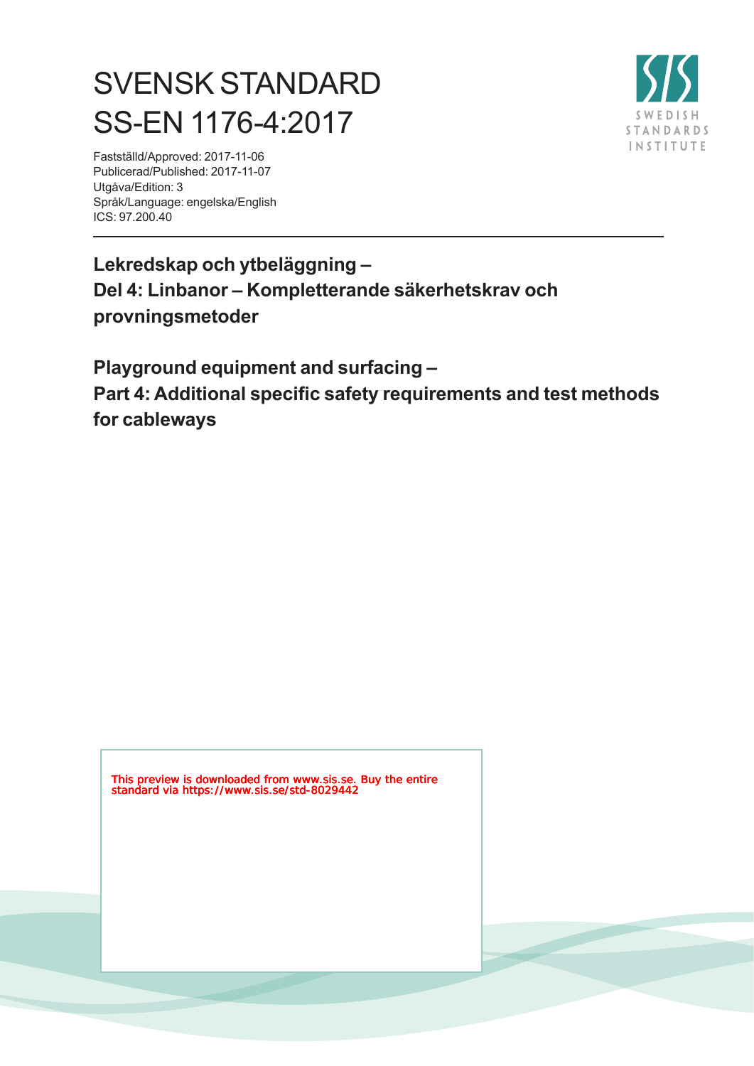# SVENSK STANDARD
# SS-EN 1176-4:2017

Fastställd/Approved: 2017-11-06
Publicerad/Published: 2017-11-07
Utgåva/Edition: 3
Språk/Language: engelska/English
ICS: 97.200.40

SWEDISH STANDARDS INSTITUTE

## Lekredskap och ytbeläggning – Del 4: Linbanor – Kompletterande säkerhetskrav och provningsmetoder

## Playground equipment and surfacing – Part 4: Additional specific safety requirements and test methods for cableways

This preview is downloaded from www.sis.se. Buy the entire standard via https://www.sis.se/std-8029442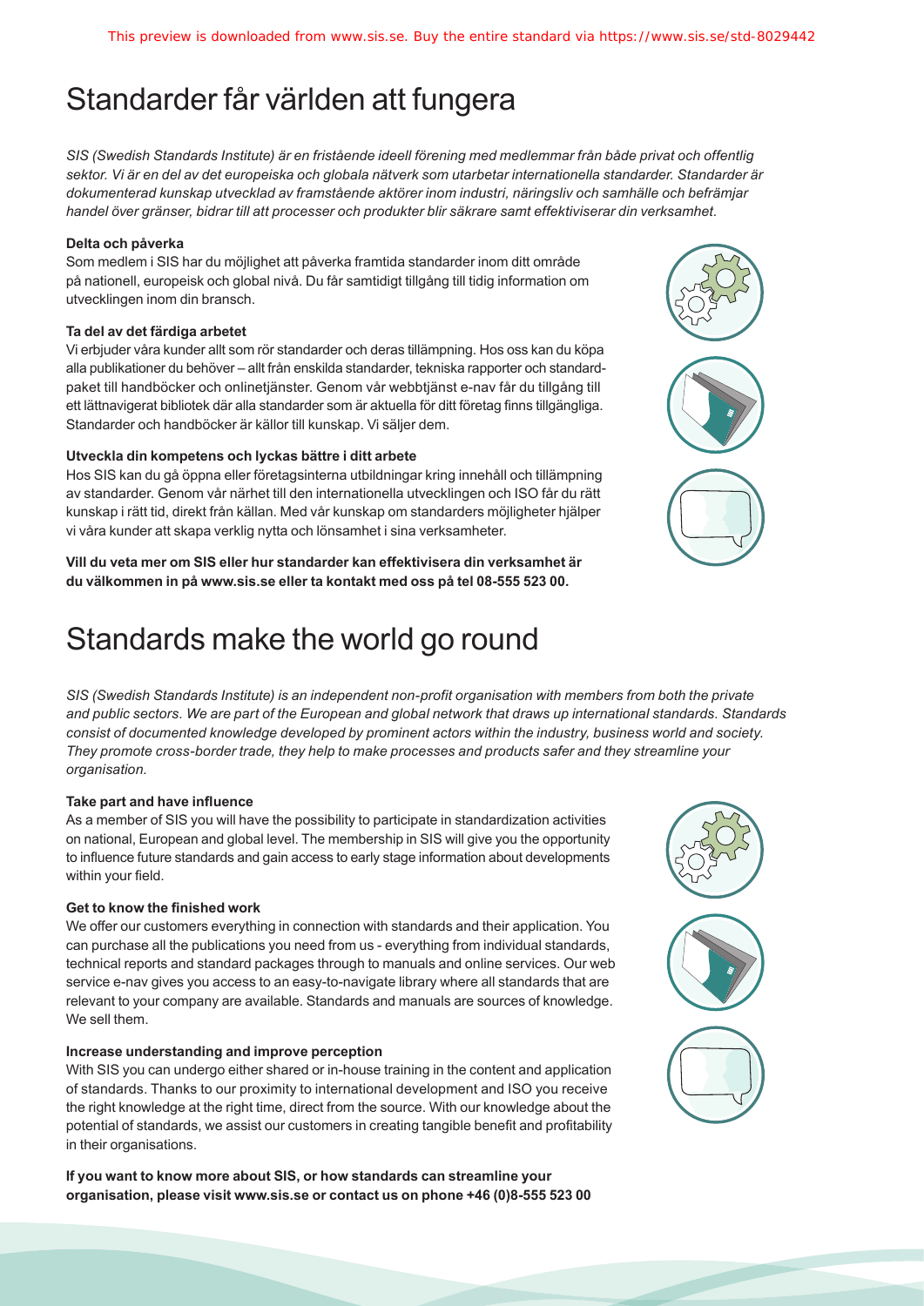# Standarder får världen att fungera

*SIS (Swedish Standards Institute) är en fristående ideell förening med medlemmar från både privat och offentlig sektor. Vi är en del av det europeiska och globala nätverk som utarbetar internationella standarder. Standarder är dokumenterad kunskap utvecklad av framstående aktörer inom industri, näringsliv och samhälle och befrämjar handel över gränser, bidrar till att processer och produkter blir säkrare samt effektiviserar din verksamhet.*

**Delta och påverka**

Som medlem i SIS har du möjlighet att påverka framtida standarder inom ditt område på nationell, europeisk och global nivå. Du får samtidigt tillgång till tidig information om utvecklingen inom din bransch.

**Ta del av det färdiga arbetet**

Vi erbjuder våra kunder allt som rör standarder och deras tillämpning. Hos oss kan du köpa alla publikationer du behöver – allt från enskilda standarder, tekniska rapporter och standardpaket till handböcker och onlinetjänster. Genom vår webbtjänst e-nav får du tillgång till ett lättnavigerat bibliotek där alla standarder som är aktuella för ditt företag finns tillgängliga. Standarder och handböcker är källor till kunskap. Vi säljer dem.

**Utveckla din kompetens och lyckas bättre i ditt arbete**

Hos SIS kan du gå öppna eller företagsinterna utbildningar kring innehåll och tillämpning av standarder. Genom vår närhet till den internationella utvecklingen och ISO får du rätt kunskap i rätt tid, direkt från källan. Med vår kunskap om standarders möjligheter hjälper vi våra kunder att skapa verklig nytta och lönsamhet i sina verksamheter.

**Vill du veta mer om SIS eller hur standarder kan effektivisera din verksamhet är du välkommen in på www.sis.se eller ta kontakt med oss på tel 08-555 523 00.**

# Standards make the world go round

*SIS (Swedish Standards Institute) is an independent non-profit organisation with members from both the private and public sectors. We are part of the European and global network that draws up international standards. Standards consist of documented knowledge developed by prominent actors within the industry, business world and society. They promote cross-border trade, they help to make processes and products safer and they streamline your organisation.*

**Take part and have influence**

As a member of SIS you will have the possibility to participate in standardization activities on national, European and global level. The membership in SIS will give you the opportunity to influence future standards and gain access to early stage information about developments within your field.

**Get to know the finished work**

We offer our customers everything in connection with standards and their application. You can purchase all the publications you need from us - everything from individual standards, technical reports and standard packages through to manuals and online services. Our web service e-nav gives you access to an easy-to-navigate library where all standards that are relevant to your company are available. Standards and manuals are sources of knowledge. We sell them.

**Increase understanding and improve perception**

With SIS you can undergo either shared or in-house training in the content and application of standards. Thanks to our proximity to international development and ISO you receive the right knowledge at the right time, direct from the source. With our knowledge about the potential of standards, we assist our customers in creating tangible benefit and profitability in their organisations.

**If you want to know more about SIS, or how standards can streamline your organisation, please visit www.sis.se or contact us on phone +46 (0)8-555 523 00**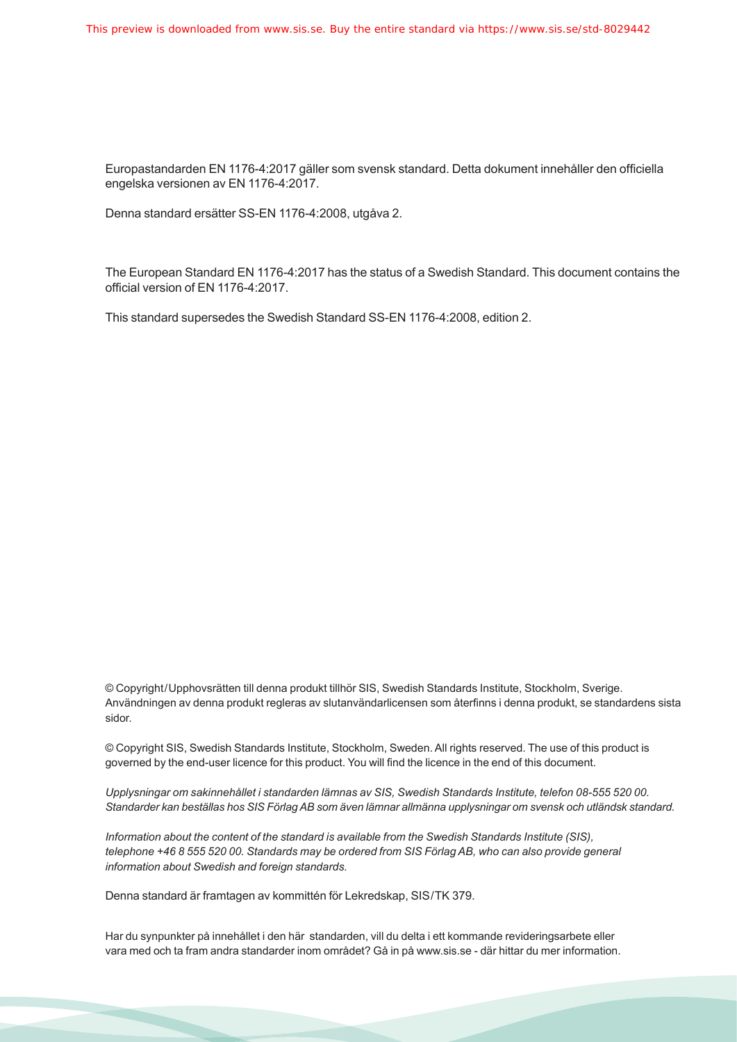Europastandarden EN 1176-4:2017 gäller som svensk standard. Detta dokument innehåller den officiella engelska versionen av EN 1176-4:2017.

Denna standard ersätter SS-EN 1176-4:2008, utgåva 2.

The European Standard EN 1176-4:2017 has the status of a Swedish Standard. This document contains the official version of EN 1176-4:2017.

This standard supersedes the Swedish Standard SS-EN 1176-4:2008, edition 2.

© Copyright/Upphovsrätten till denna produkt tillhör SIS, Swedish Standards Institute, Stockholm, Sverige. Användningen av denna produkt regleras av slutanvändarlicensen som återfinns i denna produkt, se standardens sista sidor.

© Copyright SIS, Swedish Standards Institute, Stockholm, Sweden. All rights reserved. The use of this product is governed by the end-user licence for this product. You will find the licence in the end of this document.

*Upplysningar om sakinnehållet i standarden lämnas av SIS, Swedish Standards Institute, telefon 08-555 520 00. Standarder kan beställas hos SIS Förlag AB som även lämnar allmänna upplysningar om svensk och utländsk standard.*

*Information about the content of the standard is available from the Swedish Standards Institute (SIS), telephone +46 8 555 520 00. Standards may be ordered from SIS Förlag AB, who can also provide general information about Swedish and foreign standards.*

Denna standard är framtagen av kommittén för Lekredskap, SIS/TK 379.

Har du synpunkter på innehållet i den här standarden, vill du delta i ett kommande revideringsarbete eller vara med och ta fram andra standarder inom området? Gå in på www.sis.se - där hittar du mer information.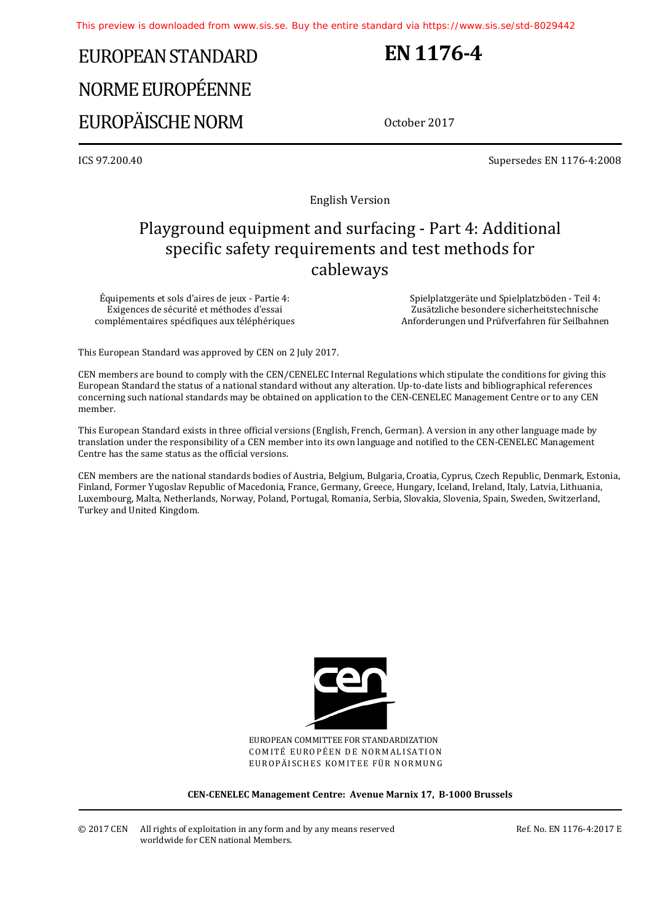# EUROPEAN STANDARD
# NORME EUROPÉENNE
# EUROPÄISCHE NORM

# EN 1176-4

October 2017

ICS 97.200.40

Supersedes EN 1176-4:2008

English Version

## Playground equipment and surfacing - Part 4: Additional specific safety requirements and test methods for cableways

Équipements et sols d'aires de jeux - Partie 4: Exigences de sécurité et méthodes d'essai complémentaires spécifiques aux téléphériques

Spielplatzgeräte und Spielplatzböden - Teil 4: Zusätzliche besondere sicherheitstechnische Anforderungen und Prüfverfahren für Seilbahnen

This European Standard was approved by CEN on 2 July 2017.

CEN members are bound to comply with the CEN/CENELEC Internal Regulations which stipulate the conditions for giving this European Standard the status of a national standard without any alteration. Up-to-date lists and bibliographical references concerning such national standards may be obtained on application to the CEN-CENELEC Management Centre or to any CEN member.

This European Standard exists in three official versions (English, French, German). A version in any other language made by translation under the responsibility of a CEN member into its own language and notified to the CEN-CENELEC Management Centre has the same status as the official versions.

CEN members are the national standards bodies of Austria, Belgium, Bulgaria, Croatia, Cyprus, Czech Republic, Denmark, Estonia, Finland, Former Yugoslav Republic of Macedonia, France, Germany, Greece, Hungary, Iceland, Ireland, Italy, Latvia, Lithuania, Luxembourg, Malta, Netherlands, Norway, Poland, Portugal, Romania, Serbia, Slovakia, Slovenia, Spain, Sweden, Switzerland, Turkey and United Kingdom.

EUROPEAN COMMITTEE FOR STANDARDIZATION
COMITÉ EUROPÉEN DE NORMALISATION
EUROPÄISCHES KOMITEE FÜR NORMUNG

**CEN-CENELEC Management Centre: Avenue Marnix 17, B-1000 Brussels**

© 2017 CEN All rights of exploitation in any form and by any means reserved worldwide for CEN national Members.

Ref. No. EN 1176-4:2017 E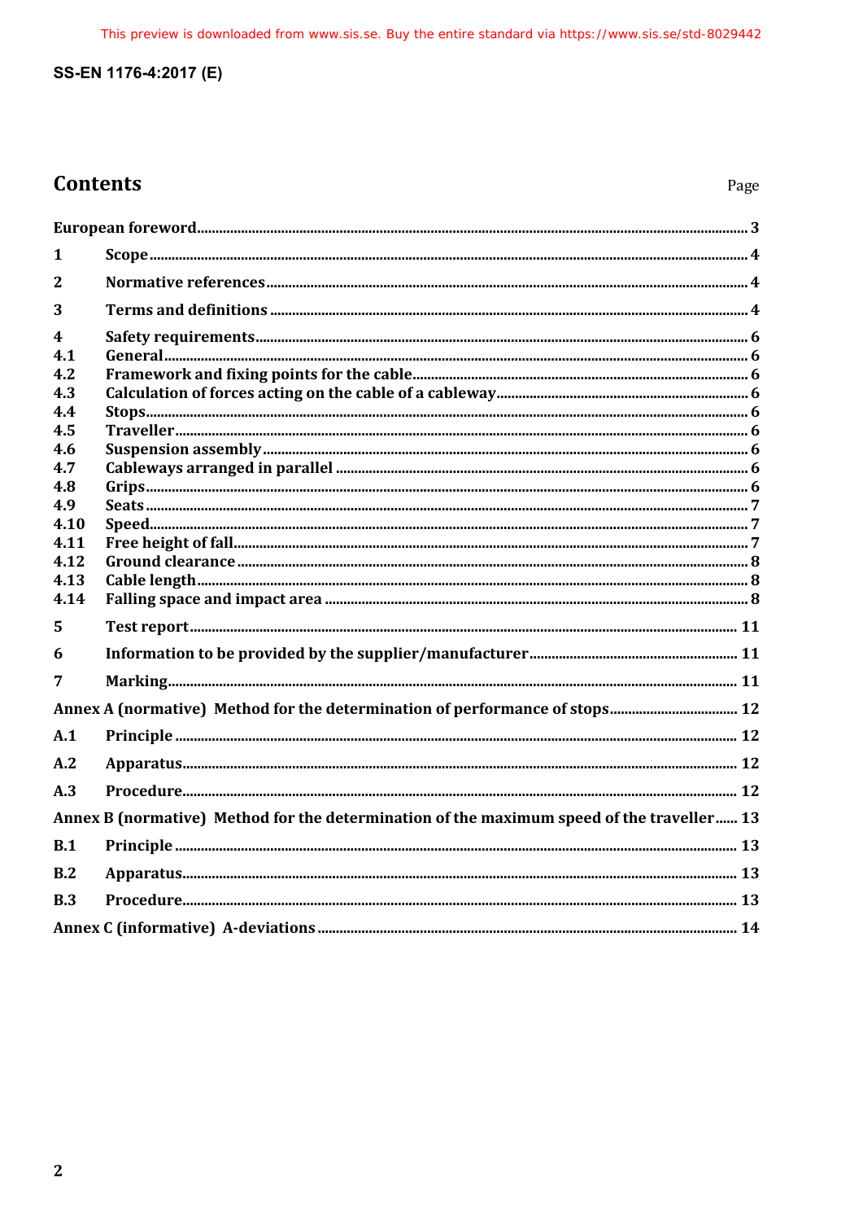## Contents

Page

| | | |
|---|---|---|
| European foreword | | 3 |
| 1 | Scope | 4 |
| 2 | Normative references | 4 |
| 3 | Terms and definitions | 4 |
| 4 | Safety requirements | 6 |
| 4.1 | General | 6 |
| 4.2 | Framework and fixing points for the cable | 6 |
| 4.3 | Calculation of forces acting on the cable of a cableway | 6 |
| 4.4 | Stops | 6 |
| 4.5 | Traveller | 6 |
| 4.6 | Suspension assembly | 6 |
| 4.7 | Cableways arranged in parallel | 6 |
| 4.8 | Grips | 6 |
| 4.9 | Seats | 7 |
| 4.10 | Speed | 7 |
| 4.11 | Free height of fall | 7 |
| 4.12 | Ground clearance | 8 |
| 4.13 | Cable length | 8 |
| 4.14 | Falling space and impact area | 8 |
| 5 | Test report | 11 |
| 6 | Information to be provided by the supplier/manufacturer | 11 |
| 7 | Marking | 11 |
| Annex A (normative) Method for the determination of performance of stops | | 12 |
| A.1 | Principle | 12 |
| A.2 | Apparatus | 12 |
| A.3 | Procedure | 12 |
| Annex B (normative) Method for the determination of the maximum speed of the traveller | | 13 |
| B.1 | Principle | 13 |
| B.2 | Apparatus | 13 |
| B.3 | Procedure | 13 |
| Annex C (informative) A-deviations | | 14 |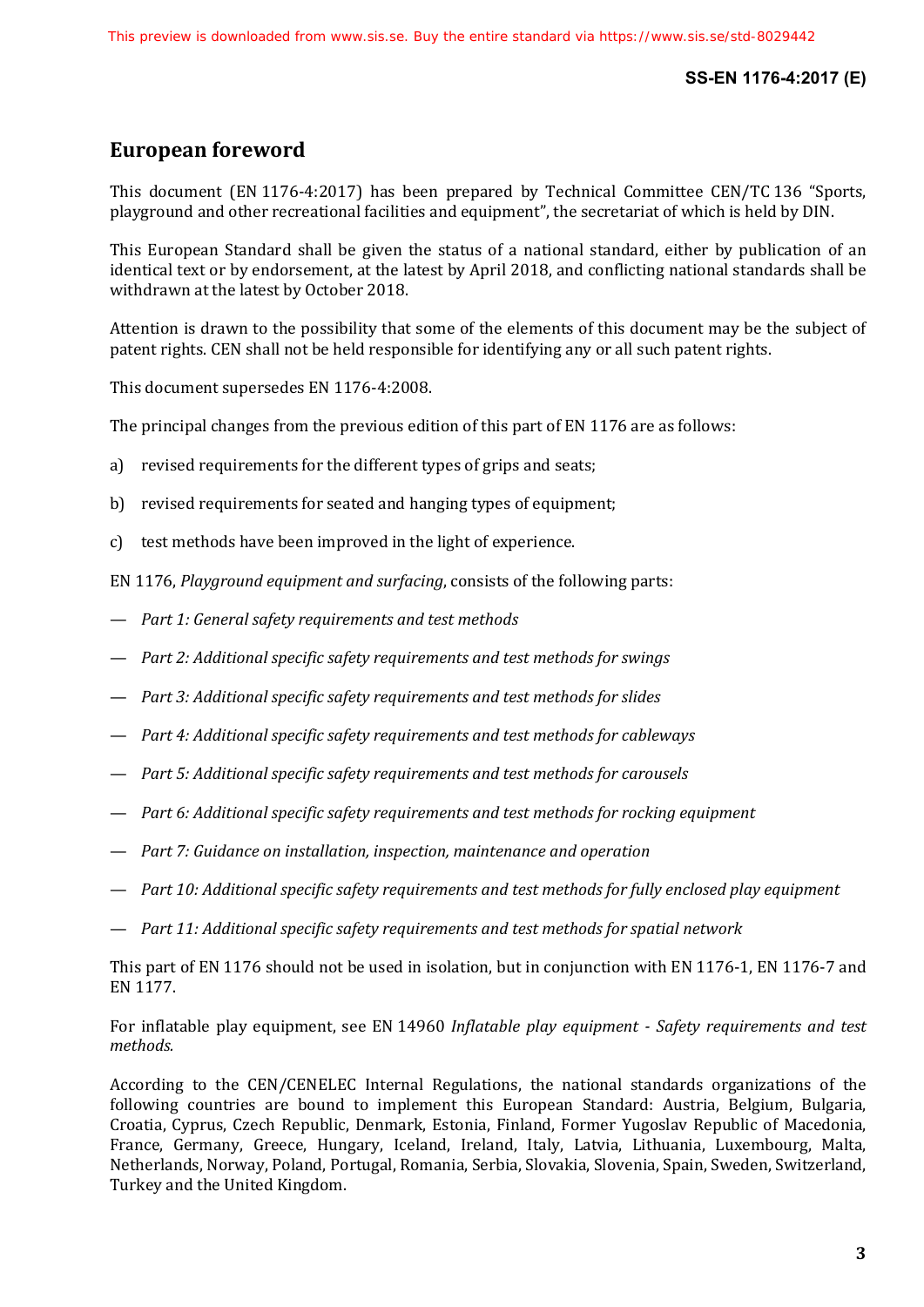## European foreword

This document (EN 1176-4:2017) has been prepared by Technical Committee CEN/TC 136 "Sports, playground and other recreational facilities and equipment", the secretariat of which is held by DIN.

This European Standard shall be given the status of a national standard, either by publication of an identical text or by endorsement, at the latest by April 2018, and conflicting national standards shall be withdrawn at the latest by October 2018.

Attention is drawn to the possibility that some of the elements of this document may be the subject of patent rights. CEN shall not be held responsible for identifying any or all such patent rights.

This document supersedes EN 1176-4:2008.

The principal changes from the previous edition of this part of EN 1176 are as follows:

a) revised requirements for the different types of grips and seats;

b) revised requirements for seated and hanging types of equipment;

c) test methods have been improved in the light of experience.

EN 1176, *Playground equipment and surfacing*, consists of the following parts:

— *Part 1: General safety requirements and test methods*

— *Part 2: Additional specific safety requirements and test methods for swings*

— *Part 3: Additional specific safety requirements and test methods for slides*

— *Part 4: Additional specific safety requirements and test methods for cableways*

— *Part 5: Additional specific safety requirements and test methods for carousels*

— *Part 6: Additional specific safety requirements and test methods for rocking equipment*

— *Part 7: Guidance on installation, inspection, maintenance and operation*

— *Part 10: Additional specific safety requirements and test methods for fully enclosed play equipment*

— *Part 11: Additional specific safety requirements and test methods for spatial network*

This part of EN 1176 should not be used in isolation, but in conjunction with EN 1176-1, EN 1176-7 and EN 1177.

For inflatable play equipment, see EN 14960 *Inflatable play equipment - Safety requirements and test methods.*

According to the CEN/CENELEC Internal Regulations, the national standards organizations of the following countries are bound to implement this European Standard: Austria, Belgium, Bulgaria, Croatia, Cyprus, Czech Republic, Denmark, Estonia, Finland, Former Yugoslav Republic of Macedonia, France, Germany, Greece, Hungary, Iceland, Ireland, Italy, Latvia, Lithuania, Luxembourg, Malta, Netherlands, Norway, Poland, Portugal, Romania, Serbia, Slovakia, Slovenia, Spain, Sweden, Switzerland, Turkey and the United Kingdom.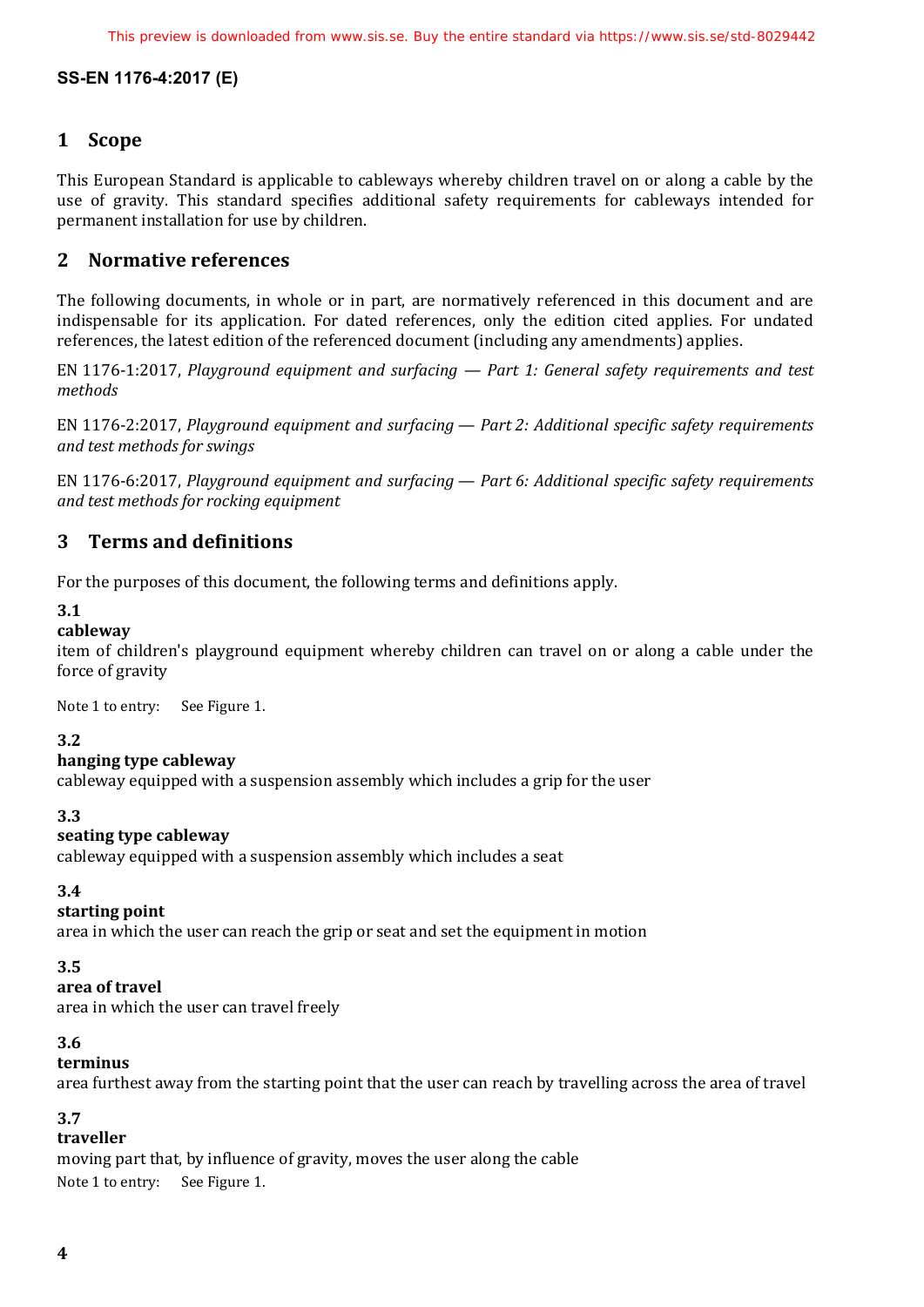# 1 Scope

This European Standard is applicable to cableways whereby children travel on or along a cable by the use of gravity. This standard specifies additional safety requirements for cableways intended for permanent installation for use by children.

# 2 Normative references

The following documents, in whole or in part, are normatively referenced in this document and are indispensable for its application. For dated references, only the edition cited applies. For undated references, the latest edition of the referenced document (including any amendments) applies.

EN 1176-1:2017, *Playground equipment and surfacing — Part 1: General safety requirements and test methods*

EN 1176-2:2017, *Playground equipment and surfacing — Part 2: Additional specific safety requirements and test methods for swings*

EN 1176-6:2017, *Playground equipment and surfacing — Part 6: Additional specific safety requirements and test methods for rocking equipment*

# 3 Terms and definitions

For the purposes of this document, the following terms and definitions apply.

**3.1**
**cableway**
item of children's playground equipment whereby children can travel on or along a cable under the force of gravity

Note 1 to entry: See Figure 1.

**3.2**
**hanging type cableway**
cableway equipped with a suspension assembly which includes a grip for the user

**3.3**
**seating type cableway**
cableway equipped with a suspension assembly which includes a seat

**3.4**
**starting point**
area in which the user can reach the grip or seat and set the equipment in motion

**3.5**
**area of travel**
area in which the user can travel freely

**3.6**
**terminus**
area furthest away from the starting point that the user can reach by travelling across the area of travel

**3.7**
**traveller**
moving part that, by influence of gravity, moves the user along the cable

Note 1 to entry: See Figure 1.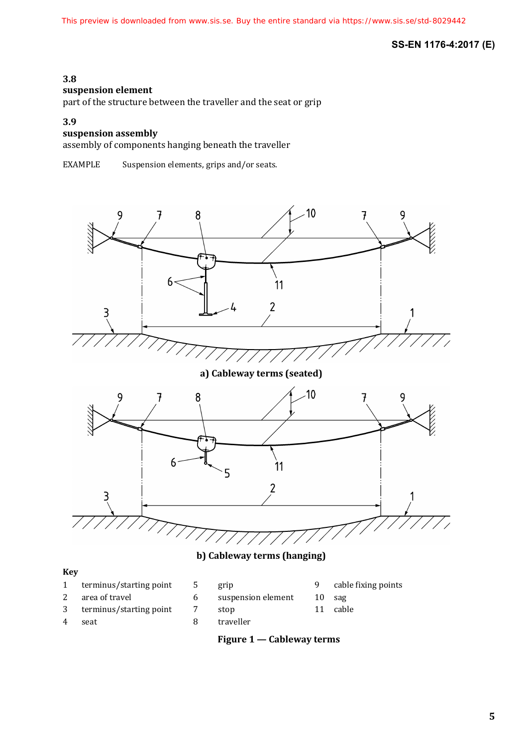### 3.8
**suspension element**

part of the structure between the traveller and the seat or grip

### 3.9
**suspension assembly**

assembly of components hanging beneath the traveller

EXAMPLE  Suspension elements, grips and/or seats.

**a) Cableway terms (seated)**

**b) Cableway terms (hanging)**

**Key**

1 terminus/starting point
2 area of travel
3 terminus/starting point
4 seat
5 grip
6 suspension element
7 stop
8 traveller
9 cable fixing points
10 sag
11 cable

**Figure 1 — Cableway terms**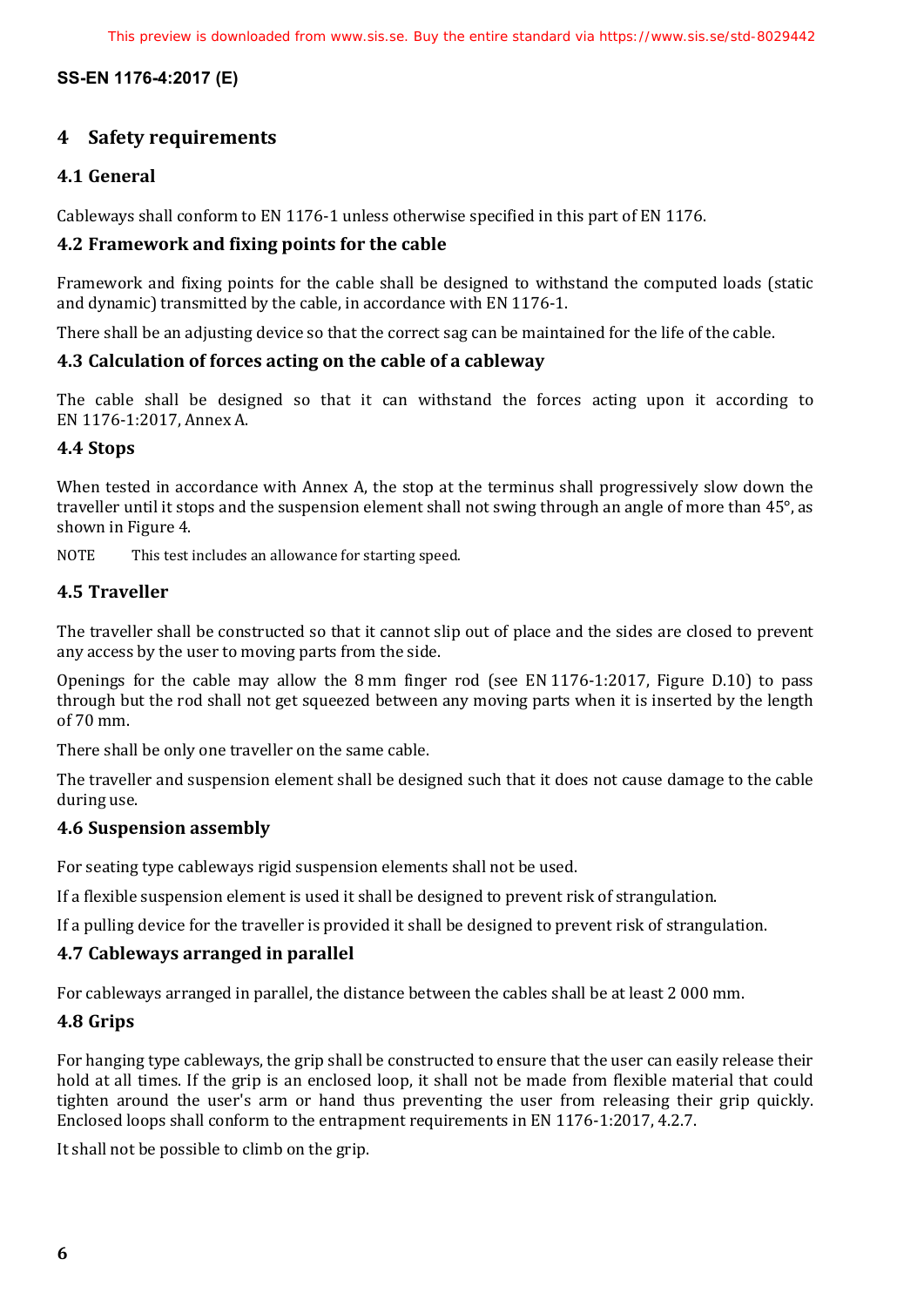## 4 Safety requirements

### 4.1 General

Cableways shall conform to EN 1176-1 unless otherwise specified in this part of EN 1176.

### 4.2 Framework and fixing points for the cable

Framework and fixing points for the cable shall be designed to withstand the computed loads (static and dynamic) transmitted by the cable, in accordance with EN 1176-1.

There shall be an adjusting device so that the correct sag can be maintained for the life of the cable.

### 4.3 Calculation of forces acting on the cable of a cableway

The cable shall be designed so that it can withstand the forces acting upon it according to EN 1176-1:2017, Annex A.

### 4.4 Stops

When tested in accordance with Annex A, the stop at the terminus shall progressively slow down the traveller until it stops and the suspension element shall not swing through an angle of more than 45°, as shown in Figure 4.

NOTE This test includes an allowance for starting speed.

### 4.5 Traveller

The traveller shall be constructed so that it cannot slip out of place and the sides are closed to prevent any access by the user to moving parts from the side.

Openings for the cable may allow the 8 mm finger rod (see EN 1176-1:2017, Figure D.10) to pass through but the rod shall not get squeezed between any moving parts when it is inserted by the length of 70 mm.

There shall be only one traveller on the same cable.

The traveller and suspension element shall be designed such that it does not cause damage to the cable during use.

### 4.6 Suspension assembly

For seating type cableways rigid suspension elements shall not be used.

If a flexible suspension element is used it shall be designed to prevent risk of strangulation.

If a pulling device for the traveller is provided it shall be designed to prevent risk of strangulation.

### 4.7 Cableways arranged in parallel

For cableways arranged in parallel, the distance between the cables shall be at least 2 000 mm.

### 4.8 Grips

For hanging type cableways, the grip shall be constructed to ensure that the user can easily release their hold at all times. If the grip is an enclosed loop, it shall not be made from flexible material that could tighten around the user's arm or hand thus preventing the user from releasing their grip quickly. Enclosed loops shall conform to the entrapment requirements in EN 1176-1:2017, 4.2.7.

It shall not be possible to climb on the grip.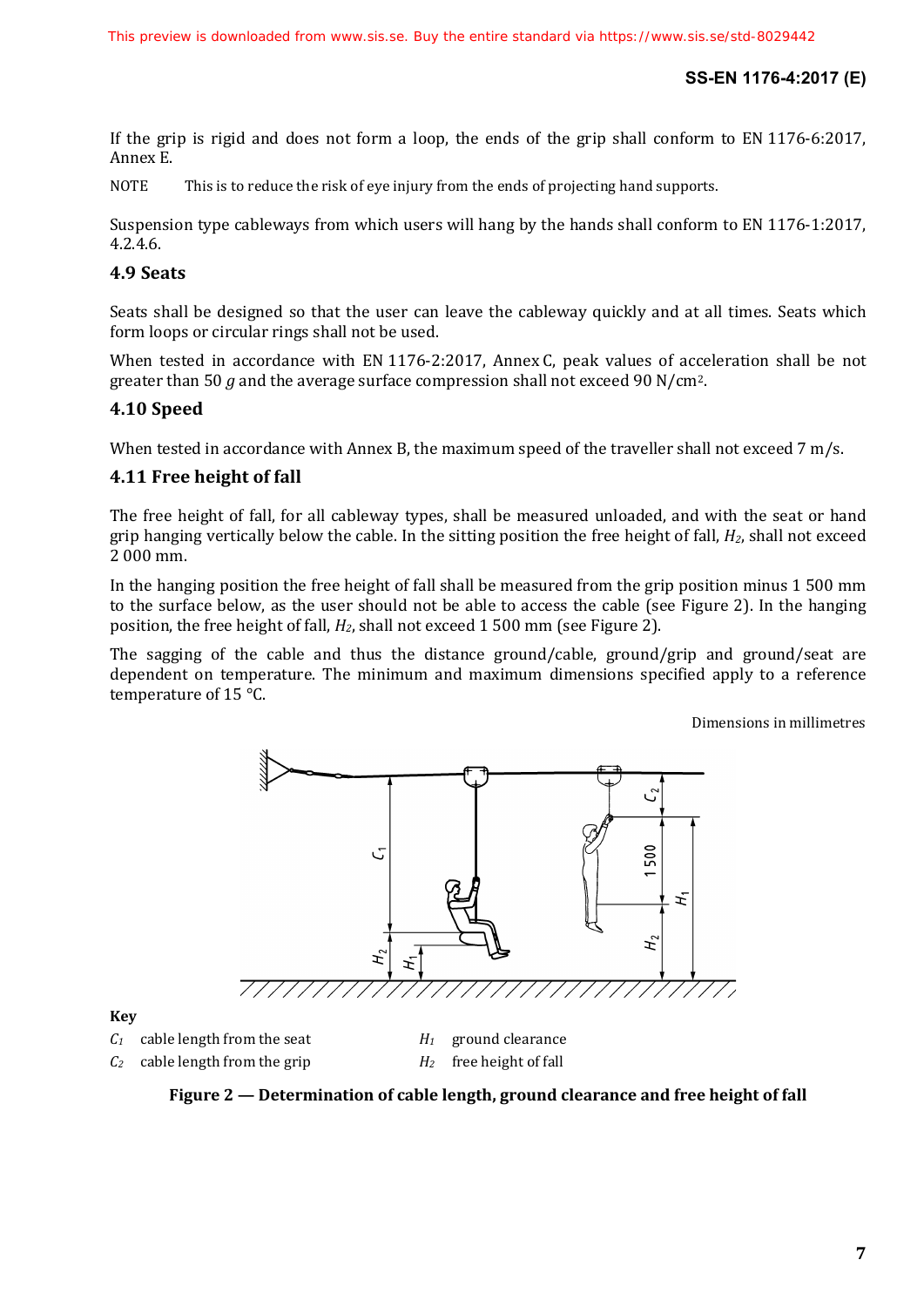If the grip is rigid and does not form a loop, the ends of the grip shall conform to EN 1176-6:2017, Annex E.

NOTE This is to reduce the risk of eye injury from the ends of projecting hand supports.

Suspension type cableways from which users will hang by the hands shall conform to EN 1176-1:2017, 4.2.4.6.

### 4.9 Seats

Seats shall be designed so that the user can leave the cableway quickly and at all times. Seats which form loops or circular rings shall not be used.

When tested in accordance with EN 1176-2:2017, Annex C, peak values of acceleration shall be not greater than 50 *g* and the average surface compression shall not exceed 90 N/cm$^2$.

### 4.10 Speed

When tested in accordance with Annex B, the maximum speed of the traveller shall not exceed 7 m/s.

### 4.11 Free height of fall

The free height of fall, for all cableway types, shall be measured unloaded, and with the seat or hand grip hanging vertically below the cable. In the sitting position the free height of fall, $H_2$, shall not exceed 2 000 mm.

In the hanging position the free height of fall shall be measured from the grip position minus 1 500 mm to the surface below, as the user should not be able to access the cable (see Figure 2). In the hanging position, the free height of fall, $H_2$, shall not exceed 1 500 mm (see Figure 2).

The sagging of the cable and thus the distance ground/cable, ground/grip and ground/seat are dependent on temperature. The minimum and maximum dimensions specified apply to a reference temperature of 15 °C.

Dimensions in millimetres

$C_1$

$C_2$

1 500

$H_1$

$H_2$

$H_2$

$H_1$

**Key**

$C_1$ cable length from the seat

$C_2$ cable length from the grip

$H_1$ ground clearance

$H_2$ free height of fall

**Figure 2 — Determination of cable length, ground clearance and free height of fall**